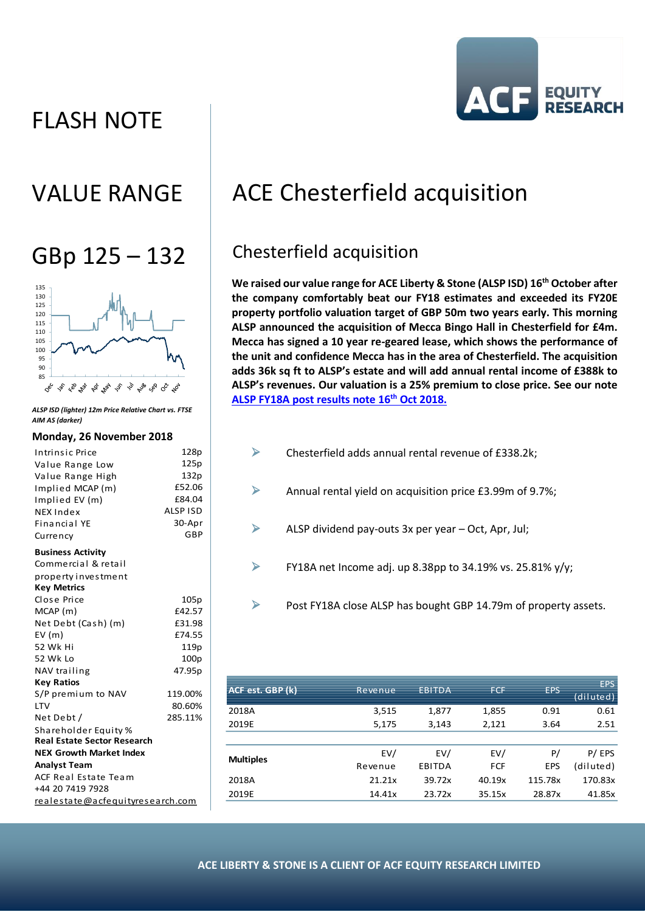# FLASH NOTE

## VALUE RANGE

## GBp 125 – 132

*ALSP ISD (lighter) 12m Price Relative Chart vs. FTSE AIM AS (darker)*

**Monday, 26 November 2018**

| | |
|---|---|
| Intrinsic Price | 128p |
| Value Range Low | 125p |
| Value Range High | 132p |
| Implied MCAP (m) | £52.06 |
| Implied EV (m) | £84.04 |
| NEX Index | ALSP ISD |
| Financial YE | 30-Apr |
| Currency | GBP |

**Business Activity**
Commercial & retail property investment

**Key Metrics**

| | |
|---|---|
| Close Price | 105p |
| MCAP (m) | £42.57 |
| Net Debt (Cash) (m) | £31.98 |
| EV (m) | £74.55 |
| 52 Wk Hi | 119p |
| 52 Wk Lo | 100p |
| NAV trailing | 47.95p |

**Key Ratios**

| | |
|---|---|
| S/P premium to NAV | 119.00% |
| LTV | 80.60% |
| Net Debt / Shareholder Equity % | 285.11% |

**Real Estate Sector Research**
**NEX Growth Market Index**
**Analyst Team**
ACF Real Estate Team
+44 20 7419 7928
realestate@acfequityresearch.com

# ACE Chesterfield acquisition

## Chesterfield acquisition

**We raised our value range for ACE Liberty & Stone (ALSP ISD) 16th October after the company comfortably beat our FY18 estimates and exceeded its FY20E property portfolio valuation target of GBP 50m two years early. This morning ALSP announced the acquisition of Mecca Bingo Hall in Chesterfield for £4m. Mecca has signed a 10 year re-geared lease, which shows the performance of the unit and confidence Mecca has in the area of Chesterfield. The acquisition adds 36k sq ft to ALSP's estate and will add annual rental income of £388k to ALSP's revenues. Our valuation is a 25% premium to close price. See our note [ALSP FY18A post results note 16th Oct 2018.]**

- Chesterfield adds annual rental revenue of £338.2k;
- Annual rental yield on acquisition price £3.99m of 9.7%;
- ALSP dividend pay-outs 3x per year – Oct, Apr, Jul;
- FY18A net Income adj. up 8.38pp to 34.19% vs. 25.81% y/y;
- Post FY18A close ALSP has bought GBP 14.79m of property assets.

| ACF est. GBP (k) | Revenue | EBITDA | FCF | EPS | EPS (diluted) |
|---|---|---|---|---|---|
| 2018A | 3,515 | 1,877 | 1,855 | 0.91 | 0.61 |
| 2019E | 5,175 | 3,143 | 2,121 | 3.64 | 2.51 |

| Multiples | EV/ Revenue | EV/ EBITDA | EV/ FCF | P/ EPS | P/ EPS (diluted) |
|---|---|---|---|---|---|
| 2018A | 21.21x | 39.72x | 40.19x | 115.78x | 170.83x |
| 2019E | 14.41x | 23.72x | 35.15x | 28.87x | 41.85x |

**ACE LIBERTY & STONE IS A CLIENT OF ACF EQUITY RESEARCH LIMITED**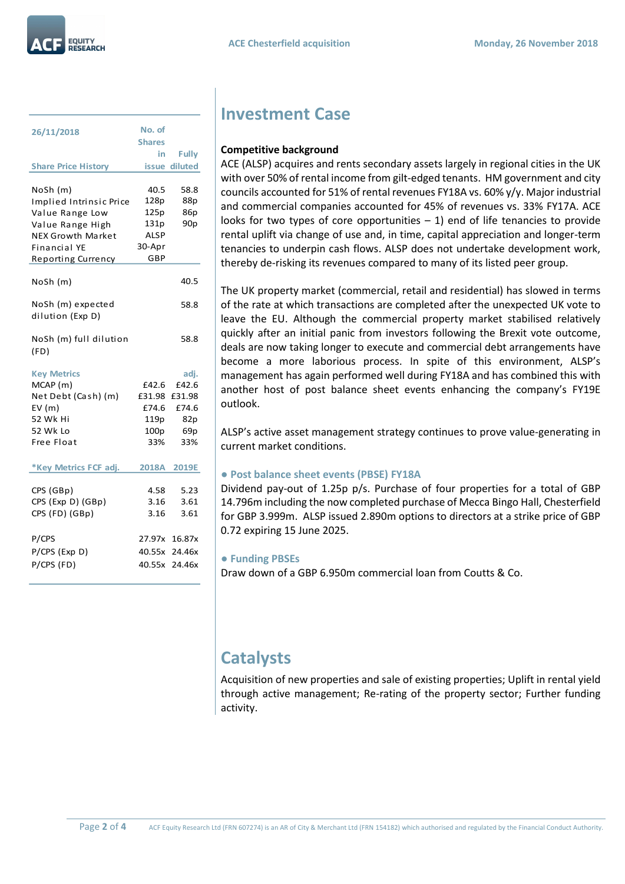| 26/11/2018<br>Share Price History | No. of Shares in issue | Fully diluted |
|---|---|---|
| NoSh (m) | 40.5 | 58.8 |
| Implied Intrinsic Price | 128p | 88p |
| Value Range Low | 125p | 86p |
| Value Range High | 131p | 90p |
| NEX Growth Market | ALSP | |
| Financial YE | 30-Apr | |
| Reporting Currency | GBP | |

| | | |
|---|---|---|
| NoSh (m) | | 40.5 |
| NoSh (m) expected dilution (Exp D) | | 58.8 |
| NoSh (m) full dilution (FD) | | 58.8 |

| Key Metrics | | adj. |
|---|---|---|
| MCAP (m) | £42.6 | £42.6 |
| Net Debt (Cash) (m) | £31.98 | £31.98 |
| EV (m) | £74.6 | £74.6 |
| 52 Wk Hi | 119p | 82p |
| 52 Wk Lo | 100p | 69p |
| Free Float | 33% | 33% |

| *Key Metrics FCF adj. | 2018A | 2019E |
|---|---|---|
| CPS (GBp) | 4.58 | 5.23 |
| CPS (Exp D) (GBp) | 3.16 | 3.61 |
| CPS (FD) (GBp) | 3.16 | 3.61 |
| P/CPS | 27.97x | 16.87x |
| P/CPS (Exp D) | 40.55x | 24.46x |
| P/CPS (FD) | 40.55x | 24.46x |

# Investment Case

**Competitive background**

ACE (ALSP) acquires and rents secondary assets largely in regional cities in the UK with over 50% of rental income from gilt-edged tenants. HM government and city councils accounted for 51% of rental revenues FY18A vs. 60% y/y. Major industrial and commercial companies accounted for 45% of revenues vs. 33% FY17A. ACE looks for two types of core opportunities – 1) end of life tenancies to provide rental uplift via change of use and, in time, capital appreciation and longer-term tenancies to underpin cash flows. ALSP does not undertake development work, thereby de-risking its revenues compared to many of its listed peer group.

The UK property market (commercial, retail and residential) has slowed in terms of the rate at which transactions are completed after the unexpected UK vote to leave the EU. Although the commercial property market stabilised relatively quickly after an initial panic from investors following the Brexit vote outcome, deals are now taking longer to execute and commercial debt arrangements have become a more laborious process. In spite of this environment, ALSP's management has again performed well during FY18A and has combined this with another host of post balance sheet events enhancing the company's FY19E outlook.

ALSP's active asset management strategy continues to prove value-generating in current market conditions.

**● Post balance sheet events (PBSE) FY18A**

Dividend pay-out of 1.25p p/s. Purchase of four properties for a total of GBP 14.796m including the now completed purchase of Mecca Bingo Hall, Chesterfield for GBP 3.999m. ALSP issued 2.890m options to directors at a strike price of GBP 0.72 expiring 15 June 2025.

**● Funding PBSEs**

Draw down of a GBP 6.950m commercial loan from Coutts & Co.

# Catalysts

Acquisition of new properties and sale of existing properties; Uplift in rental yield through active management; Re-rating of the property sector; Further funding activity.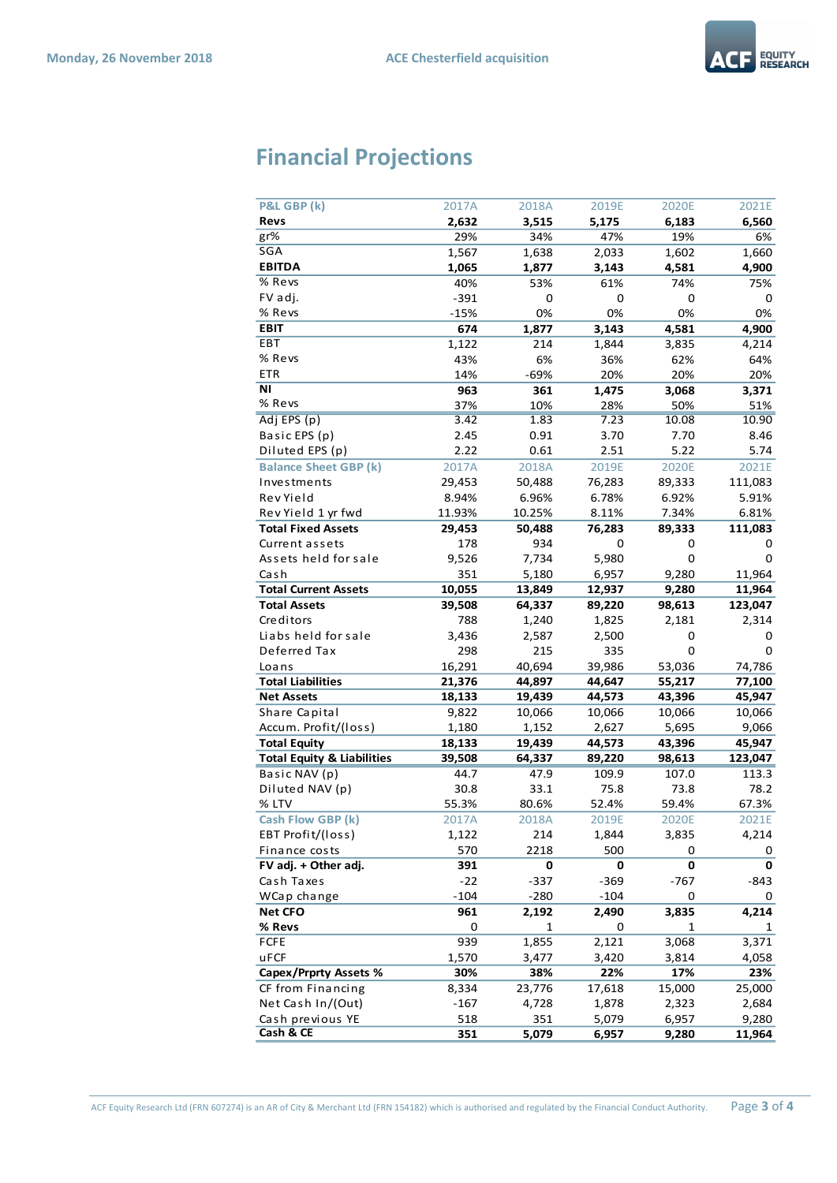# Financial Projections

| P&L GBP (k) | 2017A | 2018A | 2019E | 2020E | 2021E |
|---|---|---|---|---|---|
| **Revs** | **2,632** | **3,515** | **5,175** | **6,183** | **6,560** |
| gr% | 29% | 34% | 47% | 19% | 6% |
| SGA | 1,567 | 1,638 | 2,033 | 1,602 | 1,660 |
| **EBITDA** | **1,065** | **1,877** | **3,143** | **4,581** | **4,900** |
| % Revs | 40% | 53% | 61% | 74% | 75% |
| FV adj. | -391 | 0 | 0 | 0 | 0 |
| % Revs | -15% | 0% | 0% | 0% | 0% |
| **EBIT** | **674** | **1,877** | **3,143** | **4,581** | **4,900** |
| EBT | 1,122 | 214 | 1,844 | 3,835 | 4,214 |
| % Revs | 43% | 6% | 36% | 62% | 64% |
| ETR | 14% | -69% | 20% | 20% | 20% |
| **NI** | **963** | **361** | **1,475** | **3,068** | **3,371** |
| % Revs | 37% | 10% | 28% | 50% | 51% |
| Adj EPS (p) | 3.42 | 1.83 | 7.23 | 10.08 | 10.90 |
| Basic EPS (p) | 2.45 | 0.91 | 3.70 | 7.70 | 8.46 |
| Diluted EPS (p) | 2.22 | 0.61 | 2.51 | 5.22 | 5.74 |
| **Balance Sheet GBP (k)** | **2017A** | **2018A** | **2019E** | **2020E** | **2021E** |
| Investments | 29,453 | 50,488 | 76,283 | 89,333 | 111,083 |
| Rev Yield | 8.94% | 6.96% | 6.78% | 6.92% | 5.91% |
| Rev Yield 1 yr fwd | 11.93% | 10.25% | 8.11% | 7.34% | 6.81% |
| **Total Fixed Assets** | **29,453** | **50,488** | **76,283** | **89,333** | **111,083** |
| Current assets | 178 | 934 | 0 | 0 | 0 |
| Assets held for sale | 9,526 | 7,734 | 5,980 | 0 | 0 |
| Cash | 351 | 5,180 | 6,957 | 9,280 | 11,964 |
| **Total Current Assets** | **10,055** | **13,849** | **12,937** | **9,280** | **11,964** |
| **Total Assets** | **39,508** | **64,337** | **89,220** | **98,613** | **123,047** |
| Creditors | 788 | 1,240 | 1,825 | 2,181 | 2,314 |
| Liabs held for sale | 3,436 | 2,587 | 2,500 | 0 | 0 |
| Deferred Tax | 298 | 215 | 335 | 0 | 0 |
| Loans | 16,291 | 40,694 | 39,986 | 53,036 | 74,786 |
| **Total Liabilities** | **21,376** | **44,897** | **44,647** | **55,217** | **77,100** |
| **Net Assets** | **18,133** | **19,439** | **44,573** | **43,396** | **45,947** |
| Share Capital | 9,822 | 10,066 | 10,066 | 10,066 | 10,066 |
| Accum. Profit/(loss) | 1,180 | 1,152 | 2,627 | 5,695 | 9,066 |
| **Total Equity** | **18,133** | **19,439** | **44,573** | **43,396** | **45,947** |
| **Total Equity & Liabilities** | **39,508** | **64,337** | **89,220** | **98,613** | **123,047** |
| Basic NAV (p) | 44.7 | 47.9 | 109.9 | 107.0 | 113.3 |
| Diluted NAV (p) | 30.8 | 33.1 | 75.8 | 73.8 | 78.2 |
| % LTV | 55.3% | 80.6% | 52.4% | 59.4% | 67.3% |
| **Cash Flow GBP (k)** | **2017A** | **2018A** | **2019E** | **2020E** | **2021E** |
| EBT Profit/(loss) | 1,122 | 214 | 1,844 | 3,835 | 4,214 |
| Finance costs | 570 | 2218 | 500 | 0 | 0 |
| **FV adj. + Other adj.** | **391** | **0** | **0** | **0** | **0** |
| Cash Taxes | -22 | -337 | -369 | -767 | -843 |
| WCap change | -104 | -280 | -104 | 0 | 0 |
| **Net CFO** | **961** | **2,192** | **2,490** | **3,835** | **4,214** |
| **% Revs** | 0 | 1 | 0 | 1 | 1 |
| FCFE | 939 | 1,855 | 2,121 | 3,068 | 3,371 |
| uFCF | 1,570 | 3,477 | 3,420 | 3,814 | 4,058 |
| **Capex/Prprty Assets %** | **30%** | **38%** | **22%** | **17%** | **23%** |
| CF from Financing | 8,334 | 23,776 | 17,618 | 15,000 | 25,000 |
| Net Cash In/(Out) | -167 | 4,728 | 1,878 | 2,323 | 2,684 |
| Cash previous YE | 518 | 351 | 5,079 | 6,957 | 9,280 |
| **Cash & CE** | **351** | **5,079** | **6,957** | **9,280** | **11,964** |

ACF Equity Research Ltd (FRN 607274) is an AR of City & Merchant Ltd (FRN 154182) which is authorised and regulated by the Financial Conduct Authority.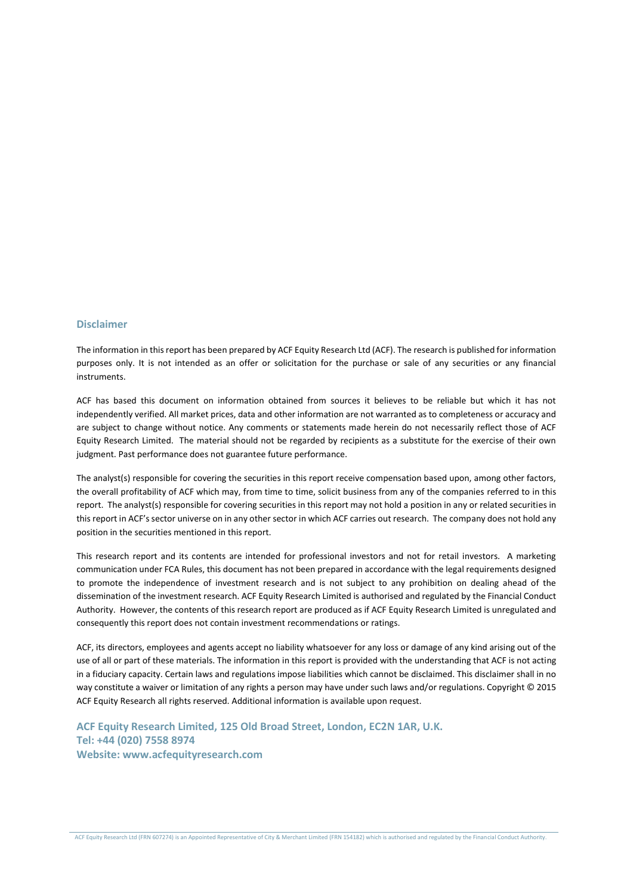## Disclaimer

The information in this report has been prepared by ACF Equity Research Ltd (ACF). The research is published for information purposes only. It is not intended as an offer or solicitation for the purchase or sale of any securities or any financial instruments.

ACF has based this document on information obtained from sources it believes to be reliable but which it has not independently verified. All market prices, data and other information are not warranted as to completeness or accuracy and are subject to change without notice. Any comments or statements made herein do not necessarily reflect those of ACF Equity Research Limited. The material should not be regarded by recipients as a substitute for the exercise of their own judgment. Past performance does not guarantee future performance.

The analyst(s) responsible for covering the securities in this report receive compensation based upon, among other factors, the overall profitability of ACF which may, from time to time, solicit business from any of the companies referred to in this report. The analyst(s) responsible for covering securities in this report may not hold a position in any or related securities in this report in ACF's sector universe on in any other sector in which ACF carries out research. The company does not hold any position in the securities mentioned in this report.

This research report and its contents are intended for professional investors and not for retail investors. A marketing communication under FCA Rules, this document has not been prepared in accordance with the legal requirements designed to promote the independence of investment research and is not subject to any prohibition on dealing ahead of the dissemination of the investment research. ACF Equity Research Limited is authorised and regulated by the Financial Conduct Authority. However, the contents of this research report are produced as if ACF Equity Research Limited is unregulated and consequently this report does not contain investment recommendations or ratings.

ACF, its directors, employees and agents accept no liability whatsoever for any loss or damage of any kind arising out of the use of all or part of these materials. The information in this report is provided with the understanding that ACF is not acting in a fiduciary capacity. Certain laws and regulations impose liabilities which cannot be disclaimed. This disclaimer shall in no way constitute a waiver or limitation of any rights a person may have under such laws and/or regulations. Copyright © 2015 ACF Equity Research all rights reserved. Additional information is available upon request.

**ACF Equity Research Limited, 125 Old Broad Street, London, EC2N 1AR, U.K.**
**Tel: +44 (020) 7558 8974**
**Website: www.acfequityresearch.com**

ACF Equity Research Ltd (FRN 607274) is an Appointed Representative of City & Merchant Limited (FRN 154182) which is authorised and regulated by the Financial Conduct Authority.